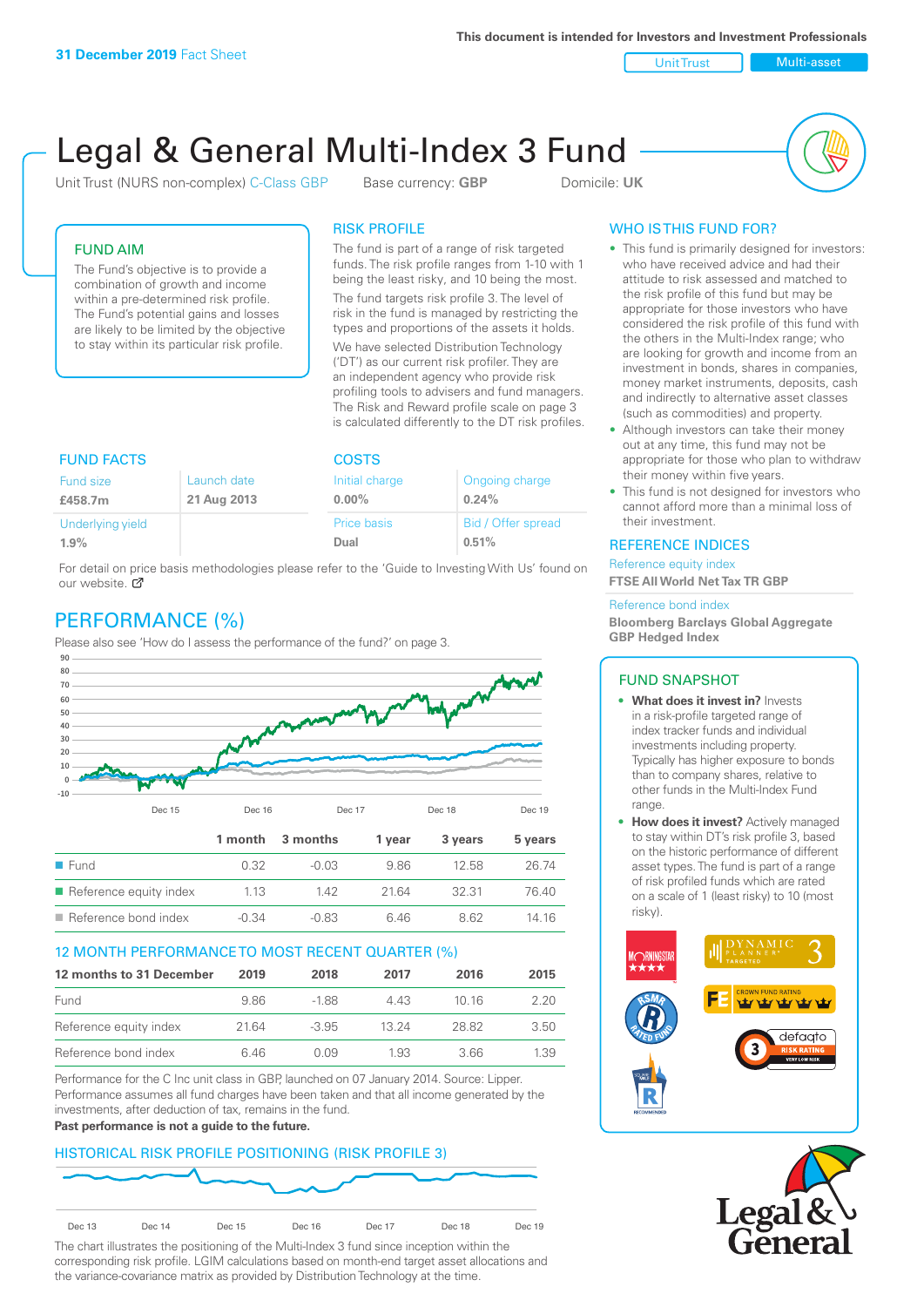This document is intended for Investors and Investment Professionals

**31 December 2019** Fact Sheet

Unit Trust | Multi-asset

# Legal & General Multi-Index 3 Fund

Unit Trust (NURS non-complex) C-Class GBP    Base currency: **GBP**    Domicile: **UK**

## FUND AIM

The Fund's objective is to provide a combination of growth and income within a pre-determined risk profile. The Fund's potential gains and losses are likely to be limited by the objective to stay within its particular risk profile.

## RISK PROFILE

The fund is part of a range of risk targeted funds. The risk profile ranges from 1-10 with 1 being the least risky, and 10 being the most.

The fund targets risk profile 3. The level of risk in the fund is managed by restricting the types and proportions of the assets it holds.

We have selected Distribution Technology ('DT') as our current risk profiler. They are an independent agency who provide risk profiling tools to advisers and fund managers. The Risk and Reward profile scale on page 3 is calculated differently to the DT risk profiles.

## WHO IS THIS FUND FOR?

- This fund is primarily designed for investors: who have received advice and had their attitude to risk assessed and matched to the risk profile of this fund but may be appropriate for those investors who have considered the risk profile of this fund with the others in the Multi-Index range; who are looking for growth and income from an investment in bonds, shares in companies, money market instruments, deposits, cash and indirectly to alternative asset classes (such as commodities) and property.
- Although investors can take their money out at any time, this fund may not be appropriate for those who plan to withdraw their money within five years.
- This fund is not designed for investors who cannot afford more than a minimal loss of their investment.

## FUND FACTS

| Fund size | Launch date |
|---|---|
| **£458.7m** | **21 Aug 2013** |
| Underlying yield | |
| **1.9%** | |

## COSTS

| Initial charge | Ongoing charge |
|---|---|
| **0.00%** | **0.24%** |
| Price basis | Bid / Offer spread |
| **Dual** | **0.51%** |

For detail on price basis methodologies please refer to the 'Guide to Investing With Us' found on our website.

## REFERENCE INDICES

Reference equity index
**FTSE All World Net Tax TR GBP**

Reference bond index
**Bloomberg Barclays Global Aggregate GBP Hedged Index**

## PERFORMANCE (%)

Please also see 'How do I assess the performance of the fund?' on page 3.

| | 1 month | 3 months | 1 year | 3 years | 5 years |
|---|---|---|---|---|---|
| Fund | 0.32 | -0.03 | 9.86 | 12.58 | 26.74 |
| Reference equity index | 1.13 | 1.42 | 21.64 | 32.31 | 76.40 |
| Reference bond index | -0.34 | -0.83 | 6.46 | 8.62 | 14.16 |

## 12 MONTH PERFORMANCE TO MOST RECENT QUARTER (%)

| 12 months to 31 December | 2019 | 2018 | 2017 | 2016 | 2015 |
|---|---|---|---|---|---|
| Fund | 9.86 | -1.88 | 4.43 | 10.16 | 2.20 |
| Reference equity index | 21.64 | -3.95 | 13.24 | 28.82 | 3.50 |
| Reference bond index | 6.46 | 0.09 | 1.93 | 3.66 | 1.39 |

Performance for the C Inc unit class in GBP, launched on 07 January 2014. Source: Lipper. Performance assumes all fund charges have been taken and that all income generated by the investments, after deduction of tax, remains in the fund.

**Past performance is not a guide to the future.**

## FUND SNAPSHOT

- **What does it invest in?** Invests in a risk-profile targeted range of index tracker funds and individual investments including property. Typically has higher exposure to bonds than to company shares, relative to other funds in the Multi-Index Fund range.
- **How does it invest?** Actively managed to stay within DT's risk profile 3, based on the historic performance of different asset types. The fund is part of a range of risk profiled funds which are rated on a scale of 1 (least risky) to 10 (most risky).

## HISTORICAL RISK PROFILE POSITIONING (RISK PROFILE 3)

The chart illustrates the positioning of the Multi-Index 3 fund since inception within the corresponding risk profile. LGIM calculations based on month-end target asset allocations and the variance-covariance matrix as provided by Distribution Technology at the time.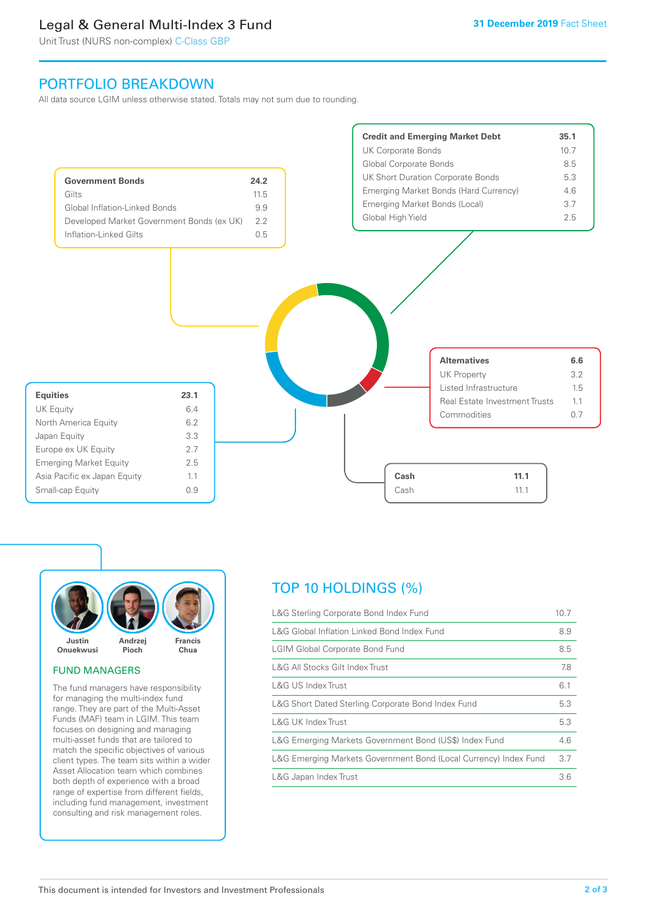# Legal & General Multi-Index 3 Fund

Unit Trust (NURS non-complex) C-Class GBP

**31 December 2019** Fact Sheet

## PORTFOLIO BREAKDOWN

All data source LGIM unless otherwise stated. Totals may not sum due to rounding.

| **Government Bonds** | **24.2** |
|---|---|
| Gilts | 11.5 |
| Global Inflation-Linked Bonds | 9.9 |
| Developed Market Government Bonds (ex UK) | 2.2 |
| Inflation-Linked Gilts | 0.5 |

| **Credit and Emerging Market Debt** | **35.1** |
|---|---|
| UK Corporate Bonds | 10.7 |
| Global Corporate Bonds | 8.5 |
| UK Short Duration Corporate Bonds | 5.3 |
| Emerging Market Bonds (Hard Currency) | 4.6 |
| Emerging Market Bonds (Local) | 3.7 |
| Global High Yield | 2.5 |

| **Alternatives** | **6.6** |
|---|---|
| UK Property | 3.2 |
| Listed Infrastructure | 1.5 |
| Real Estate Investment Trusts | 1.1 |
| Commodities | 0.7 |

| **Equities** | **23.1** |
|---|---|
| UK Equity | 6.4 |
| North America Equity | 6.2 |
| Japan Equity | 3.3 |
| Europe ex UK Equity | 2.7 |
| Emerging Market Equity | 2.5 |
| Asia Pacific ex Japan Equity | 1.1 |
| Small-cap Equity | 0.9 |

| **Cash** | **11.1** |
|---|---|
| Cash | 11.1 |

Justin Onuekwusi, Andrzej Pioch, Francis Chua

### FUND MANAGERS

The fund managers have responsibility for managing the multi-index fund range. They are part of the Multi-Asset Funds (MAF) team in LGIM. This team focuses on designing and managing multi-asset funds that are tailored to match the specific objectives of various client types. The team sits within a wider Asset Allocation team which combines both depth of experience with a broad range of expertise from different fields, including fund management, investment consulting and risk management roles.

## TOP 10 HOLDINGS (%)

| Holding | % |
|---|---|
| L&G Sterling Corporate Bond Index Fund | 10.7 |
| L&G Global Inflation Linked Bond Index Fund | 8.9 |
| LGIM Global Corporate Bond Fund | 8.5 |
| L&G All Stocks Gilt Index Trust | 7.8 |
| L&G US Index Trust | 6.1 |
| L&G Short Dated Sterling Corporate Bond Index Fund | 5.3 |
| L&G UK Index Trust | 5.3 |
| L&G Emerging Markets Government Bond (US$) Index Fund | 4.6 |
| L&G Emerging Markets Government Bond (Local Currency) Index Fund | 3.7 |
| L&G Japan Index Trust | 3.6 |

This document is intended for Investors and Investment Professionals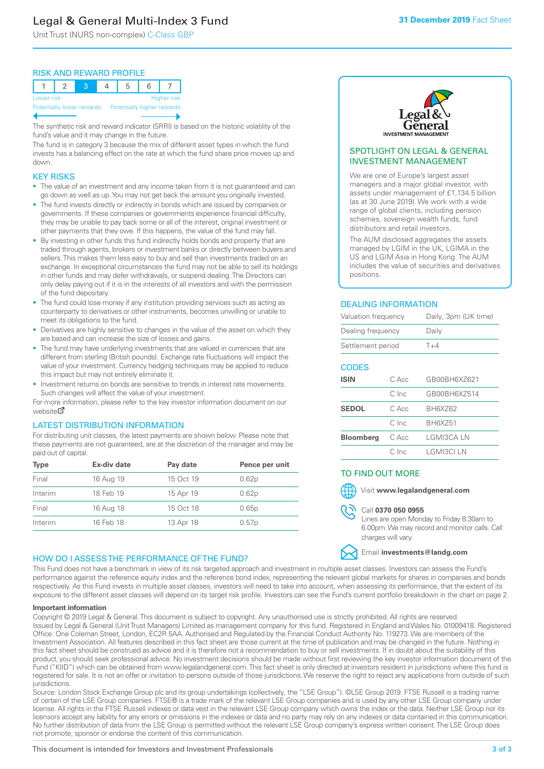# Legal & General Multi-Index 3 Fund

Unit Trust (NURS non-complex) C-Class GBP

31 December 2019 Fact Sheet

## RISK AND REWARD PROFILE

| 1 | 2 | 3 | 4 | 5 | 6 | 7 |
|---|---|---|---|---|---|---|

Lower risk — Higher risk

Potentially lower rewards — Potentially higher rewards

The synthetic risk and reward indicator (SRRI) is based on the historic volatility of the fund's value and it may change in the future.

The fund is in category 3 because the mix of different asset types in which the fund invests has a balancing effect on the rate at which the fund share price moves up and down.

## KEY RISKS

- The value of an investment and any income taken from it is not guaranteed and can go down as well as up. You may not get back the amount you originally invested.
- The fund invests directly or indirectly in bonds which are issued by companies or governments. If these companies or governments experience financial difficulty, they may be unable to pay back some or all of the interest, original investment or other payments that they owe. If this happens, the value of the fund may fall.
- By investing in other funds this fund indirectly holds bonds and property that are traded through agents, brokers or investment banks or directly between buyers and sellers. This makes them less easy to buy and sell than investments traded on an exchange. In exceptional circumstances the fund may not be able to sell its holdings in other funds and may defer withdrawals, or suspend dealing. The Directors can only delay paying out if it is in the interests of all investors and with the permission of the fund depositary.
- The fund could lose money if any institution providing services such as acting as counterparty to derivatives or other instruments, becomes unwilling or unable to meet its obligations to the fund.
- Derivatives are highly sensitive to changes in the value of the asset on which they are based and can increase the size of losses and gains.
- The fund may have underlying investments that are valued in currencies that are different from sterling (British pounds). Exchange rate fluctuations will impact the value of your investment. Currency hedging techniques may be applied to reduce this impact but may not entirely eliminate it.
- Investment returns on bonds are sensitive to trends in interest rate movements. Such changes will affect the value of your investment.

For more information, please refer to the key investor information document on our website

## LATEST DISTRIBUTION INFORMATION

For distributing unit classes, the latest payments are shown below. Please note that these payments are not guaranteed, are at the discretion of the manager and may be paid out of capital.

| Type | Ex-div date | Pay date | Pence per unit |
|---|---|---|---|
| Final | 16 Aug 19 | 15 Oct 19 | 0.62p |
| Interim | 18 Feb 19 | 15 Apr 19 | 0.62p |
| Final | 16 Aug 18 | 15 Oct 18 | 0.65p |
| Interim | 16 Feb 18 | 13 Apr 18 | 0.57p |

## SPOTLIGHT ON LEGAL & GENERAL INVESTMENT MANAGEMENT

We are one of Europe's largest asset managers and a major global investor, with assets under management of £1,134.5 billion (as at 30 June 2019). We work with a wide range of global clients, including pension schemes, sovereign wealth funds, fund distributors and retail investors.

The AUM disclosed aggregates the assets managed by LGIM in the UK, LGIMA in the US and LGIM Asia in Hong Kong. The AUM includes the value of securities and derivatives positions.

## DEALING INFORMATION

| | |
|---|---|
| Valuation frequency | Daily, 3pm (UK time) |
| Dealing frequency | Daily |
| Settlement period | T+4 |

## CODES

| | | |
|---|---|---|
| **ISIN** | C Acc | GB00BH6XZ621 |
| | C Inc | GB00BH6XZ514 |
| **SEDOL** | C Acc | BH6XZ62 |
| | C Inc | BH6XZ51 |
| **Bloomberg** | C Acc | LGMI3CA LN |
| | C Inc | LGMI3CI LN |

## TO FIND OUT MORE

Visit **www.legalandgeneral.com**

Call **0370 050 0955**
Lines are open Monday to Friday 8.30am to 6.00pm. We may record and monitor calls. Call charges will vary.

Email **investments@landg.com**

## HOW DO I ASSESS THE PERFORMANCE OF THE FUND?

This Fund does not have a benchmark in view of its risk targeted approach and investment in multiple asset classes. Investors can assess the Fund's performance against the reference equity index and the reference bond index, representing the relevant global markets for shares in companies and bonds respectively. As this Fund invests in multiple asset classes, investors will need to take into account, when assessing its performance, that the extent of its exposure to the different asset classes will depend on its target risk profile. Investors can see the Fund's current portfolio breakdown in the chart on page 2.

**Important information**

Copyright © 2019 Legal & General. This document is subject to copyright. Any unauthorised use is strictly prohibited. All rights are reserved.

Issued by Legal & General (Unit Trust Managers) Limited as management company for this fund. Registered in England and Wales No. 01009418. Registered Office: One Coleman Street, London, EC2R 5AA. Authorised and Regulated by the Financial Conduct Authority No. 119273. We are members of the Investment Association. All features described in this fact sheet are those current at the time of publication and may be changed in the future. Nothing in this fact sheet should be construed as advice and it is therefore not a recommendation to buy or sell investments. If in doubt about the suitability of this product, you should seek professional advice. No investment decisions should be made without first reviewing the key investor information document of the Fund ("KIID") which can be obtained from www.legalandgeneral.com. This fact sheet is only directed at investors resident in jurisdictions where this fund is registered for sale. It is not an offer or invitation to persons outside of those jurisdictions. We reserve the right to reject any applications from outside of such jurisdictions.

Source: London Stock Exchange Group plc and its group undertakings (collectively, the "LSE Group"). ©LSE Group 2019. FTSE Russell is a trading name of certain of the LSE Group companies. FTSE® is a trade mark of the relevant LSE Group companies and is used by any other LSE Group company under license. All rights in the FTSE Russell indexes or data vest in the relevant LSE Group company which owns the index or the data. Neither LSE Group nor its licensors accept any liability for any errors or omissions in the indexes or data and no party may rely on any indexes or data contained in this communication. No further distribution of data from the LSE Group is permitted without the relevant LSE Group company's express written consent. The LSE Group does not promote, sponsor or endorse the content of this communication.

This document is intended for Investors and Investment Professionals